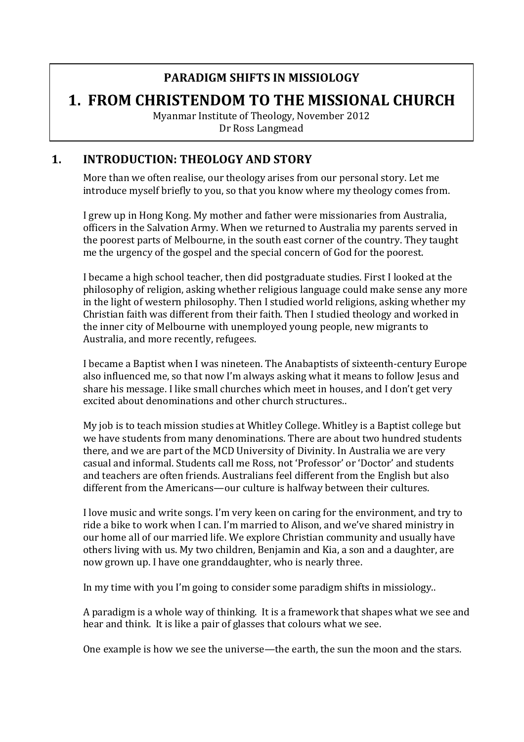**PARADIGM SHIFTS IN MISSIOLOGY**

# 1. FROM CHRISTENDOM TO THE MISSIONAL CHURCH

Myanmar Institute of Theology, November 2012
Dr Ross Langmead

## 1. INTRODUCTION: THEOLOGY AND STORY

More than we often realise, our theology arises from our personal story. Let me introduce myself briefly to you, so that you know where my theology comes from.

I grew up in Hong Kong. My mother and father were missionaries from Australia, officers in the Salvation Army. When we returned to Australia my parents served in the poorest parts of Melbourne, in the south east corner of the country. They taught me the urgency of the gospel and the special concern of God for the poorest.

I became a high school teacher, then did postgraduate studies. First I looked at the philosophy of religion, asking whether religious language could make sense any more in the light of western philosophy. Then I studied world religions, asking whether my Christian faith was different from their faith. Then I studied theology and worked in the inner city of Melbourne with unemployed young people, new migrants to Australia, and more recently, refugees.

I became a Baptist when I was nineteen. The Anabaptists of sixteenth-century Europe also influenced me, so that now I'm always asking what it means to follow Jesus and share his message. I like small churches which meet in houses, and I don't get very excited about denominations and other church structures..

My job is to teach mission studies at Whitley College. Whitley is a Baptist college but we have students from many denominations. There are about two hundred students there, and we are part of the MCD University of Divinity. In Australia we are very casual and informal. Students call me Ross, not 'Professor' or 'Doctor' and students and teachers are often friends. Australians feel different from the English but also different from the Americans—our culture is halfway between their cultures.

I love music and write songs. I'm very keen on caring for the environment, and try to ride a bike to work when I can. I'm married to Alison, and we've shared ministry in our home all of our married life. We explore Christian community and usually have others living with us. My two children, Benjamin and Kia, a son and a daughter, are now grown up. I have one granddaughter, who is nearly three.

In my time with you I'm going to consider some paradigm shifts in missiology..

A paradigm is a whole way of thinking. It is a framework that shapes what we see and hear and think. It is like a pair of glasses that colours what we see.

One example is how we see the universe—the earth, the sun the moon and the stars.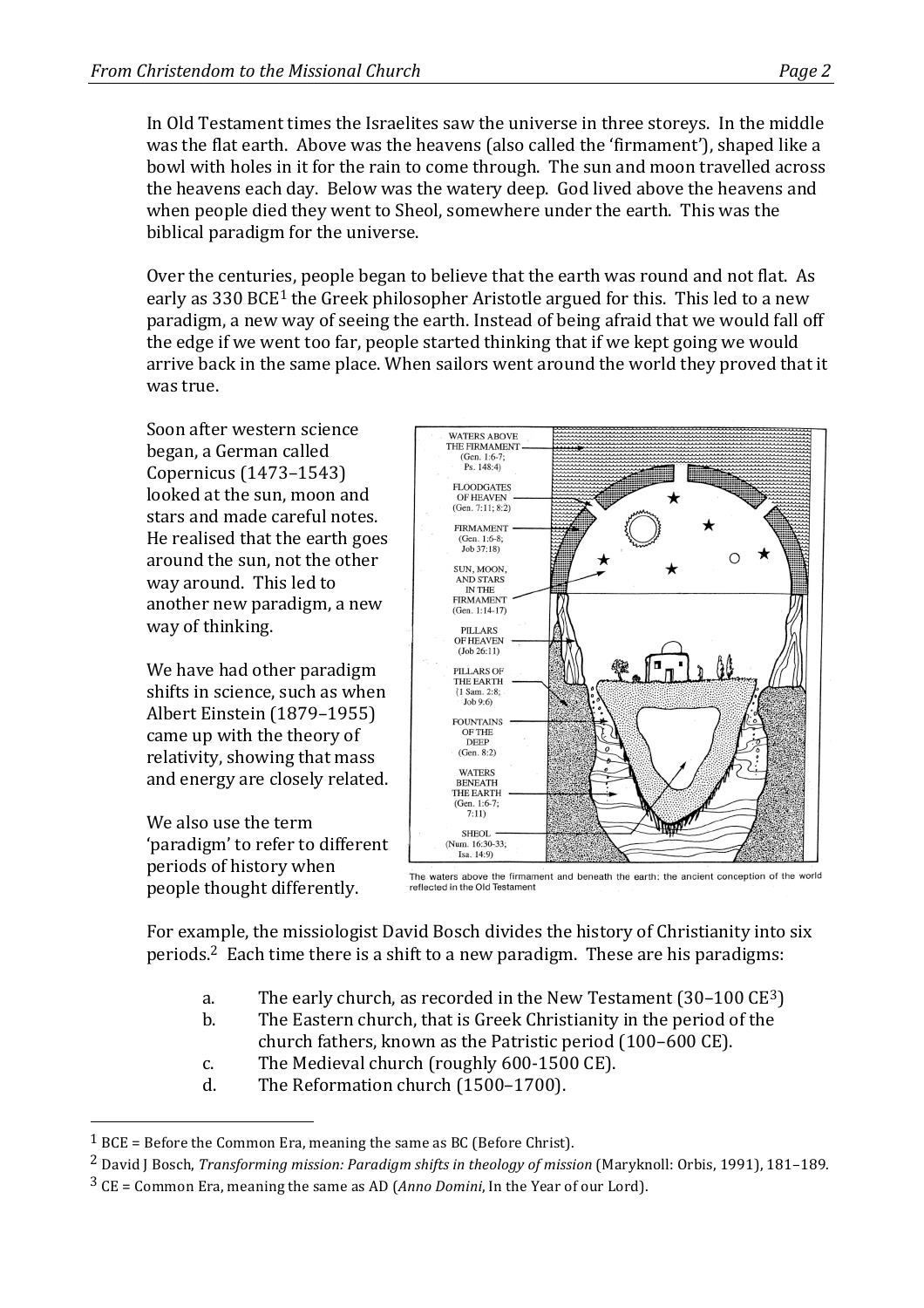In Old Testament times the Israelites saw the universe in three storeys. In the middle was the flat earth. Above was the heavens (also called the 'firmament'), shaped like a bowl with holes in it for the rain to come through. The sun and moon travelled across the heavens each day. Below was the watery deep. God lived above the heavens and when people died they went to Sheol, somewhere under the earth. This was the biblical paradigm for the universe.

Over the centuries, people began to believe that the earth was round and not flat. As early as 330 BCE[1] the Greek philosopher Aristotle argued for this. This led to a new paradigm, a new way of seeing the earth. Instead of being afraid that we would fall off the edge if we went too far, people started thinking that if we kept going we would arrive back in the same place. When sailors went around the world they proved that it was true.

Soon after western science began, a German called Copernicus (1473–1543) looked at the sun, moon and stars and made careful notes. He realised that the earth goes around the sun, not the other way around. This led to another new paradigm, a new way of thinking.

We have had other paradigm shifts in science, such as when Albert Einstein (1879–1955) came up with the theory of relativity, showing that mass and energy are closely related.

We also use the term 'paradigm' to refer to different periods of history when people thought differently.

WATERS ABOVE THE FIRMAMENT (Gen. 1:6-7; Ps. 148:4)
FLOODGATES OF HEAVEN (Gen. 7:11; 8:2)
FIRMAMENT (Gen. 1:6-8; Job 37:18)
SUN, MOON, AND STARS IN THE FIRMAMENT (Gen. 1:14-17)
PILLARS OF HEAVEN (Job 26:11)
PILLARS OF THE EARTH (1 Sam. 2:8; Job 9:6)
FOUNTAINS OF THE DEEP (Gen. 8:2)
WATERS BENEATH THE EARTH (Gen. 1:6-7; 7:11)
SHEOL (Num. 16:30-33; Isa. 14:9)

The waters above the firmament and beneath the earth: the ancient conception of the world reflected in the Old Testament

For example, the missiologist David Bosch divides the history of Christianity into six periods.[2] Each time there is a shift to a new paradigm. These are his paradigms:

a. The early church, as recorded in the New Testament (30–100 CE[3])
b. The Eastern church, that is Greek Christianity in the period of the church fathers, known as the Patristic period (100–600 CE).
c. The Medieval church (roughly 600-1500 CE).
d. The Reformation church (1500–1700).

---

[1] BCE = Before the Common Era, meaning the same as BC (Before Christ).

[2] David J Bosch, *Transforming mission: Paradigm shifts in theology of mission* (Maryknoll: Orbis, 1991), 181–189.

[3] CE = Common Era, meaning the same as AD (*Anno Domini*, In the Year of our Lord).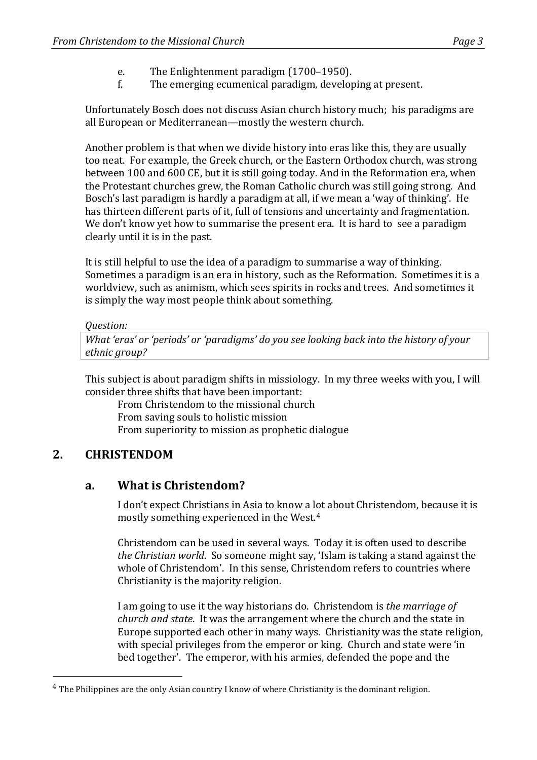e. The Enlightenment paradigm (1700–1950).
f. The emerging ecumenical paradigm, developing at present.

Unfortunately Bosch does not discuss Asian church history much; his paradigms are all European or Mediterranean—mostly the western church.

Another problem is that when we divide history into eras like this, they are usually too neat. For example, the Greek church, or the Eastern Orthodox church, was strong between 100 and 600 CE, but it is still going today. And in the Reformation era, when the Protestant churches grew, the Roman Catholic church was still going strong. And Bosch's last paradigm is hardly a paradigm at all, if we mean a 'way of thinking'. He has thirteen different parts of it, full of tensions and uncertainty and fragmentation. We don't know yet how to summarise the present era. It is hard to see a paradigm clearly until it is in the past.

It is still helpful to use the idea of a paradigm to summarise a way of thinking. Sometimes a paradigm is an era in history, such as the Reformation. Sometimes it is a worldview, such as animism, which sees spirits in rocks and trees. And sometimes it is simply the way most people think about something.

*Question:*

*What 'eras' or 'periods' or 'paradigms' do you see looking back into the history of your ethnic group?*

This subject is about paradigm shifts in missiology. In my three weeks with you, I will consider three shifts that have been important:

From Christendom to the missional church
From saving souls to holistic mission
From superiority to mission as prophetic dialogue

## 2. CHRISTENDOM

### a. What is Christendom?

I don't expect Christians in Asia to know a lot about Christendom, because it is mostly something experienced in the West.[4]

Christendom can be used in several ways. Today it is often used to describe *the Christian world*. So someone might say, 'Islam is taking a stand against the whole of Christendom'. In this sense, Christendom refers to countries where Christianity is the majority religion.

I am going to use it the way historians do. Christendom is *the marriage of church and state*. It was the arrangement where the church and the state in Europe supported each other in many ways. Christianity was the state religion, with special privileges from the emperor or king. Church and state were 'in bed together'. The emperor, with his armies, defended the pope and the

[4] The Philippines are the only Asian country I know of where Christianity is the dominant religion.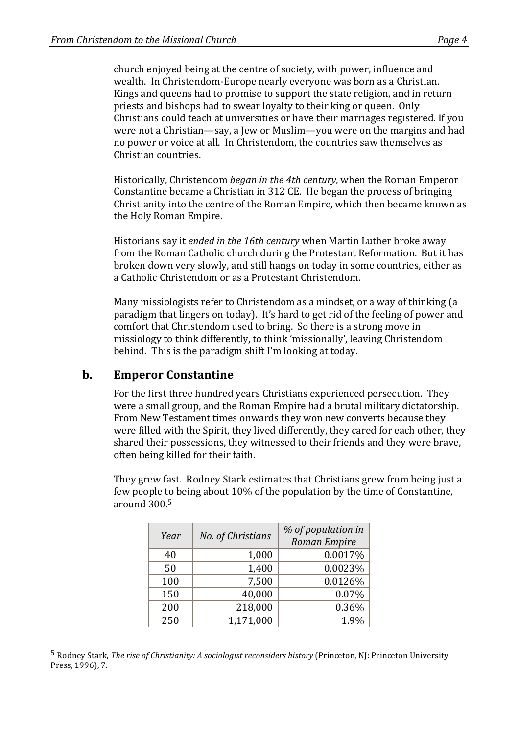church enjoyed being at the centre of society, with power, influence and wealth. In Christendom-Europe nearly everyone was born as a Christian. Kings and queens had to promise to support the state religion, and in return priests and bishops had to swear loyalty to their king or queen. Only Christians could teach at universities or have their marriages registered. If you were not a Christian—say, a Jew or Muslim—you were on the margins and had no power or voice at all. In Christendom, the countries saw themselves as Christian countries.

Historically, Christendom *began in the 4th century*, when the Roman Emperor Constantine became a Christian in 312 CE. He began the process of bringing Christianity into the centre of the Roman Empire, which then became known as the Holy Roman Empire.

Historians say it *ended in the 16th century* when Martin Luther broke away from the Roman Catholic church during the Protestant Reformation. But it has broken down very slowly, and still hangs on today in some countries, either as a Catholic Christendom or as a Protestant Christendom.

Many missiologists refer to Christendom as a mindset, or a way of thinking (a paradigm that lingers on today). It's hard to get rid of the feeling of power and comfort that Christendom used to bring. So there is a strong move in missiology to think differently, to think 'missionally', leaving Christendom behind. This is the paradigm shift I'm looking at today.

## b. Emperor Constantine

For the first three hundred years Christians experienced persecution. They were a small group, and the Roman Empire had a brutal military dictatorship. From New Testament times onwards they won new converts because they were filled with the Spirit, they lived differently, they cared for each other, they shared their possessions, they witnessed to their friends and they were brave, often being killed for their faith.

They grew fast. Rodney Stark estimates that Christians grew from being just a few people to being about 10% of the population by the time of Constantine, around 300.[5]

| *Year* | *No. of Christians* | *% of population in Roman Empire* |
|---|---|---|
| 40 | 1,000 | 0.0017% |
| 50 | 1,400 | 0.0023% |
| 100 | 7,500 | 0.0126% |
| 150 | 40,000 | 0.07% |
| 200 | 218,000 | 0.36% |
| 250 | 1,171,000 | 1.9% |

[5] Rodney Stark, *The rise of Christianity: A sociologist reconsiders history* (Princeton, NJ: Princeton University Press, 1996), 7.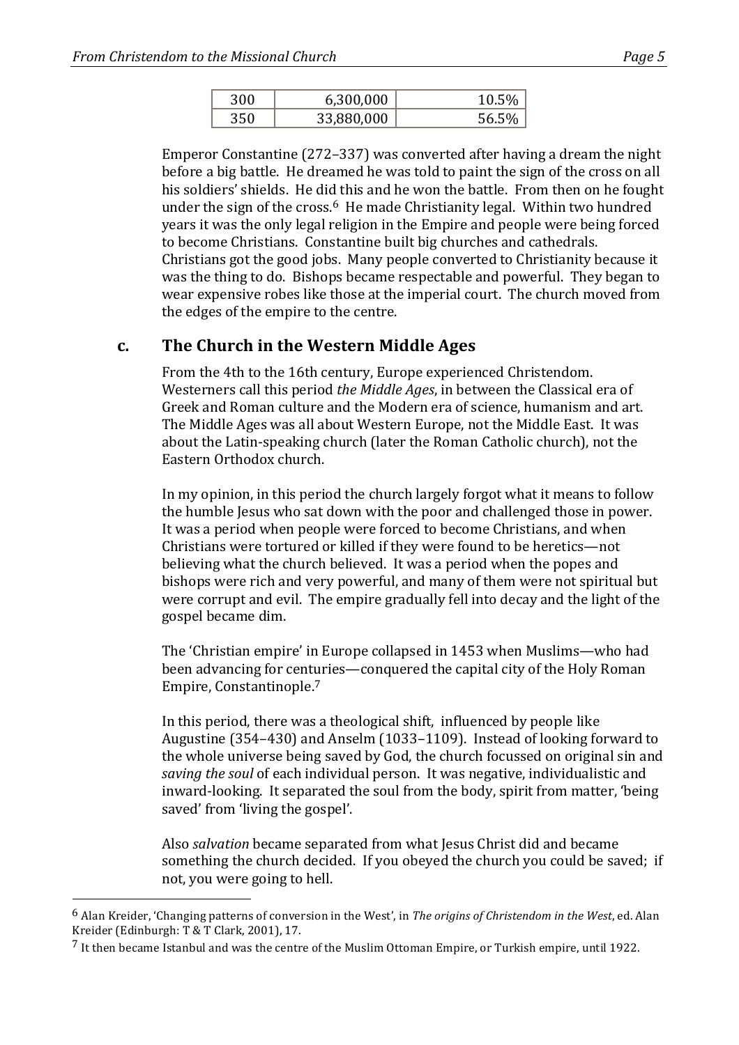| | | |
|---|---|---|
| 300 | 6,300,000 | 10.5% |
| 350 | 33,880,000 | 56.5% |

Emperor Constantine (272–337) was converted after having a dream the night before a big battle. He dreamed he was told to paint the sign of the cross on all his soldiers' shields. He did this and he won the battle. From then on he fought under the sign of the cross.[6] He made Christianity legal. Within two hundred years it was the only legal religion in the Empire and people were being forced to become Christians. Constantine built big churches and cathedrals. Christians got the good jobs. Many people converted to Christianity because it was the thing to do. Bishops became respectable and powerful. They began to wear expensive robes like those at the imperial court. The church moved from the edges of the empire to the centre.

## c. The Church in the Western Middle Ages

From the 4th to the 16th century, Europe experienced Christendom. Westerners call this period *the Middle Ages*, in between the Classical era of Greek and Roman culture and the Modern era of science, humanism and art. The Middle Ages was all about Western Europe, not the Middle East. It was about the Latin-speaking church (later the Roman Catholic church), not the Eastern Orthodox church.

In my opinion, in this period the church largely forgot what it means to follow the humble Jesus who sat down with the poor and challenged those in power. It was a period when people were forced to become Christians, and when Christians were tortured or killed if they were found to be heretics—not believing what the church believed. It was a period when the popes and bishops were rich and very powerful, and many of them were not spiritual but were corrupt and evil. The empire gradually fell into decay and the light of the gospel became dim.

The 'Christian empire' in Europe collapsed in 1453 when Muslims—who had been advancing for centuries—conquered the capital city of the Holy Roman Empire, Constantinople.[7]

In this period, there was a theological shift, influenced by people like Augustine (354–430) and Anselm (1033–1109). Instead of looking forward to the whole universe being saved by God, the church focussed on original sin and *saving the soul* of each individual person. It was negative, individualistic and inward-looking. It separated the soul from the body, spirit from matter, 'being saved' from 'living the gospel'.

Also *salvation* became separated from what Jesus Christ did and became something the church decided. If you obeyed the church you could be saved; if not, you were going to hell.

---

[6] Alan Kreider, 'Changing patterns of conversion in the West', in *The origins of Christendom in the West*, ed. Alan Kreider (Edinburgh: T & T Clark, 2001), 17.

[7] It then became Istanbul and was the centre of the Muslim Ottoman Empire, or Turkish empire, until 1922.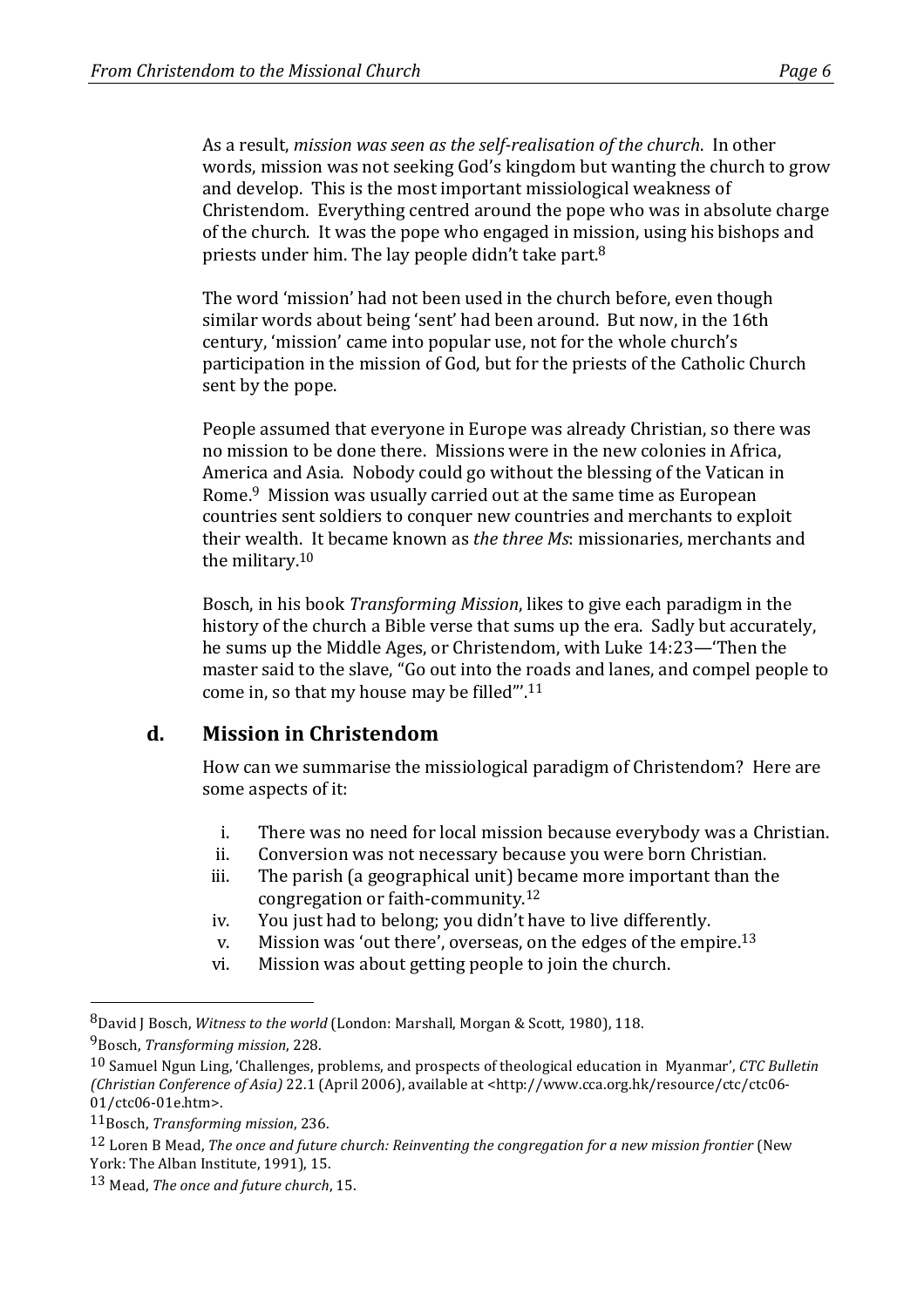As a result, *mission was seen as the self-realisation of the church*. In other words, mission was not seeking God's kingdom but wanting the church to grow and develop. This is the most important missiological weakness of Christendom. Everything centred around the pope who was in absolute charge of the church. It was the pope who engaged in mission, using his bishops and priests under him. The lay people didn't take part.[8]

The word 'mission' had not been used in the church before, even though similar words about being 'sent' had been around. But now, in the 16th century, 'mission' came into popular use, not for the whole church's participation in the mission of God, but for the priests of the Catholic Church sent by the pope.

People assumed that everyone in Europe was already Christian, so there was no mission to be done there. Missions were in the new colonies in Africa, America and Asia. Nobody could go without the blessing of the Vatican in Rome.[9] Mission was usually carried out at the same time as European countries sent soldiers to conquer new countries and merchants to exploit their wealth. It became known as *the three Ms*: missionaries, merchants and the military.[10]

Bosch, in his book *Transforming Mission*, likes to give each paradigm in the history of the church a Bible verse that sums up the era. Sadly but accurately, he sums up the Middle Ages, or Christendom, with Luke 14:23—'Then the master said to the slave, "Go out into the roads and lanes, and compel people to come in, so that my house may be filled"'.[11]

## d. Mission in Christendom

How can we summarise the missiological paradigm of Christendom? Here are some aspects of it:

i. There was no need for local mission because everybody was a Christian.
ii. Conversion was not necessary because you were born Christian.
iii. The parish (a geographical unit) became more important than the congregation or faith-community.[12]
iv. You just had to belong; you didn't have to live differently.
v. Mission was 'out there', overseas, on the edges of the empire.[13]
vi. Mission was about getting people to join the church.

---

[8] David J Bosch, *Witness to the world* (London: Marshall, Morgan & Scott, 1980), 118.

[9] Bosch, *Transforming mission*, 228.

[10] Samuel Ngun Ling, 'Challenges, problems, and prospects of theological education in Myanmar', *CTC Bulletin (Christian Conference of Asia)* 22.1 (April 2006), available at <http://www.cca.org.hk/resource/ctc/ctc06-01/ctc06-01e.htm>.

[11] Bosch, *Transforming mission*, 236.

[12] Loren B Mead, *The once and future church: Reinventing the congregation for a new mission frontier* (New York: The Alban Institute, 1991), 15.

[13] Mead, *The once and future church*, 15.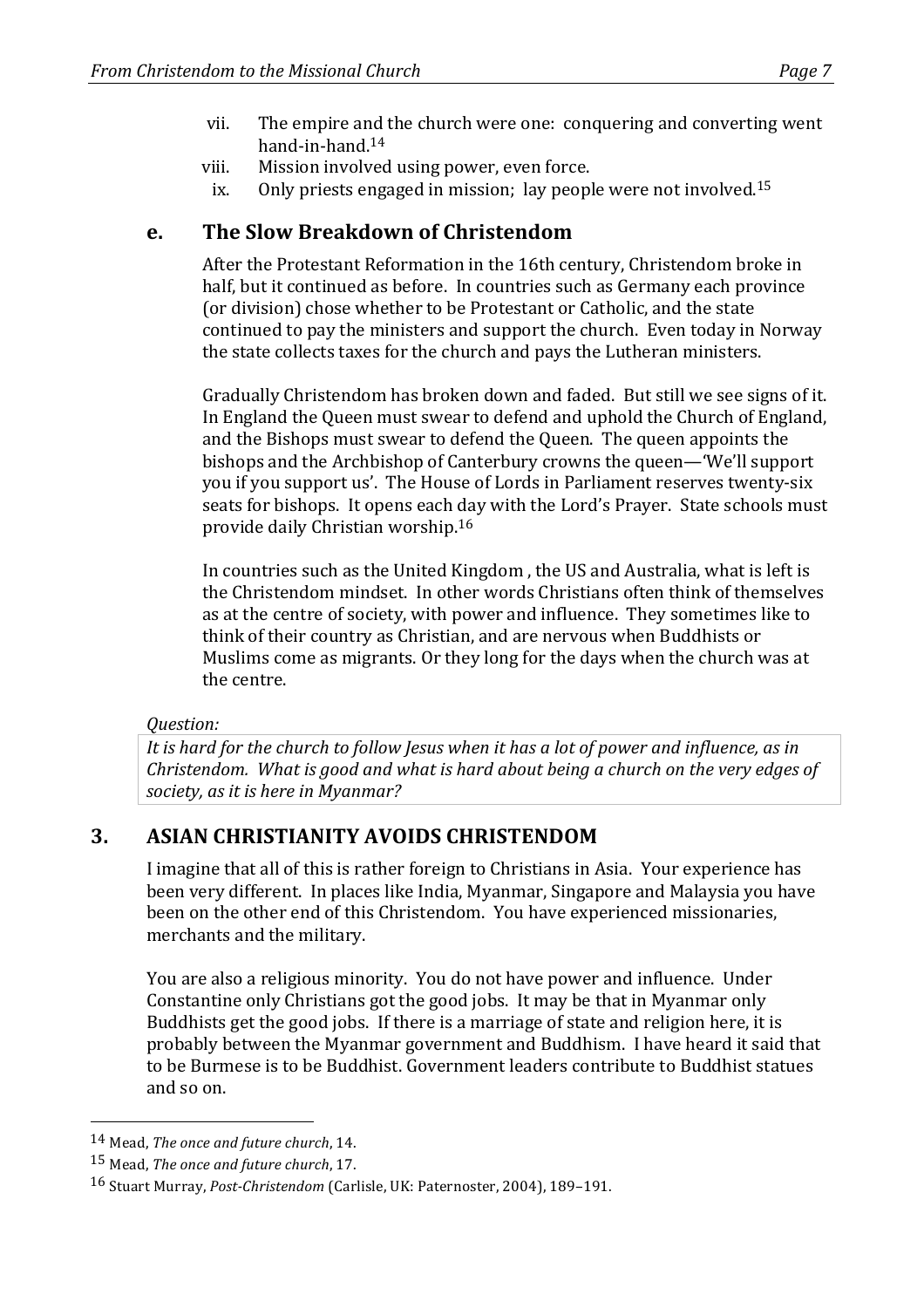vii. The empire and the church were one: conquering and converting went hand-in-hand.[14]

viii. Mission involved using power, even force.

ix. Only priests engaged in mission; lay people were not involved.[15]

### e. The Slow Breakdown of Christendom

After the Protestant Reformation in the 16th century, Christendom broke in half, but it continued as before. In countries such as Germany each province (or division) chose whether to be Protestant or Catholic, and the state continued to pay the ministers and support the church. Even today in Norway the state collects taxes for the church and pays the Lutheran ministers.

Gradually Christendom has broken down and faded. But still we see signs of it. In England the Queen must swear to defend and uphold the Church of England, and the Bishops must swear to defend the Queen. The queen appoints the bishops and the Archbishop of Canterbury crowns the queen—'We'll support you if you support us'. The House of Lords in Parliament reserves twenty-six seats for bishops. It opens each day with the Lord's Prayer. State schools must provide daily Christian worship.[16]

In countries such as the United Kingdom , the US and Australia, what is left is the Christendom mindset. In other words Christians often think of themselves as at the centre of society, with power and influence. They sometimes like to think of their country as Christian, and are nervous when Buddhists or Muslims come as migrants. Or they long for the days when the church was at the centre.

*Question:*

*It is hard for the church to follow Jesus when it has a lot of power and influence, as in Christendom. What is good and what is hard about being a church on the very edges of society, as it is here in Myanmar?*

## 3. ASIAN CHRISTIANITY AVOIDS CHRISTENDOM

I imagine that all of this is rather foreign to Christians in Asia. Your experience has been very different. In places like India, Myanmar, Singapore and Malaysia you have been on the other end of this Christendom. You have experienced missionaries, merchants and the military.

You are also a religious minority. You do not have power and influence. Under Constantine only Christians got the good jobs. It may be that in Myanmar only Buddhists get the good jobs. If there is a marriage of state and religion here, it is probably between the Myanmar government and Buddhism. I have heard it said that to be Burmese is to be Buddhist. Government leaders contribute to Buddhist statues and so on.

---

[14] Mead, *The once and future church*, 14.

[15] Mead, *The once and future church*, 17.

[16] Stuart Murray, *Post-Christendom* (Carlisle, UK: Paternoster, 2004), 189–191.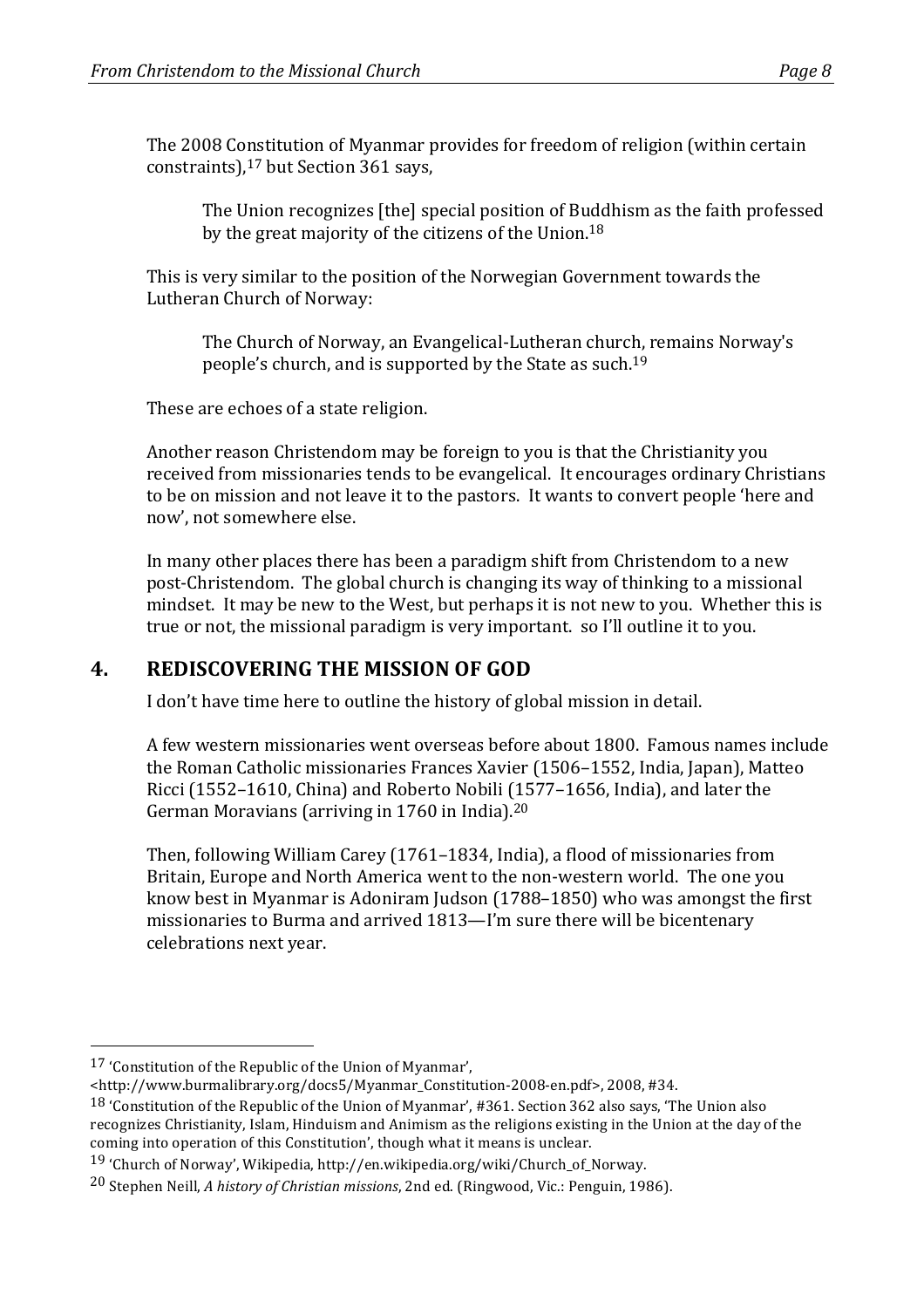The 2008 Constitution of Myanmar provides for freedom of religion (within certain constraints),[17] but Section 361 says,

> The Union recognizes [the] special position of Buddhism as the faith professed by the great majority of the citizens of the Union.[18]

This is very similar to the position of the Norwegian Government towards the Lutheran Church of Norway:

> The Church of Norway, an Evangelical-Lutheran church, remains Norway's people's church, and is supported by the State as such.[19]

These are echoes of a state religion.

Another reason Christendom may be foreign to you is that the Christianity you received from missionaries tends to be evangelical. It encourages ordinary Christians to be on mission and not leave it to the pastors. It wants to convert people 'here and now', not somewhere else.

In many other places there has been a paradigm shift from Christendom to a new post-Christendom. The global church is changing its way of thinking to a missional mindset. It may be new to the West, but perhaps it is not new to you. Whether this is true or not, the missional paradigm is very important. so I'll outline it to you.

## 4. REDISCOVERING THE MISSION OF GOD

I don't have time here to outline the history of global mission in detail.

A few western missionaries went overseas before about 1800. Famous names include the Roman Catholic missionaries Frances Xavier (1506–1552, India, Japan), Matteo Ricci (1552–1610, China) and Roberto Nobili (1577–1656, India), and later the German Moravians (arriving in 1760 in India).[20]

Then, following William Carey (1761–1834, India), a flood of missionaries from Britain, Europe and North America went to the non-western world. The one you know best in Myanmar is Adoniram Judson (1788–1850) who was amongst the first missionaries to Burma and arrived 1813—I'm sure there will be bicentenary celebrations next year.

---

[17] 'Constitution of the Republic of the Union of Myanmar', <http://www.burmalibrary.org/docs5/Myanmar_Constitution-2008-en.pdf>, 2008, #34.

[18] 'Constitution of the Republic of the Union of Myanmar', #361. Section 362 also says, 'The Union also recognizes Christianity, Islam, Hinduism and Animism as the religions existing in the Union at the day of the coming into operation of this Constitution', though what it means is unclear.

[19] 'Church of Norway', Wikipedia, http://en.wikipedia.org/wiki/Church_of_Norway.

[20] Stephen Neill, *A history of Christian missions*, 2nd ed. (Ringwood, Vic.: Penguin, 1986).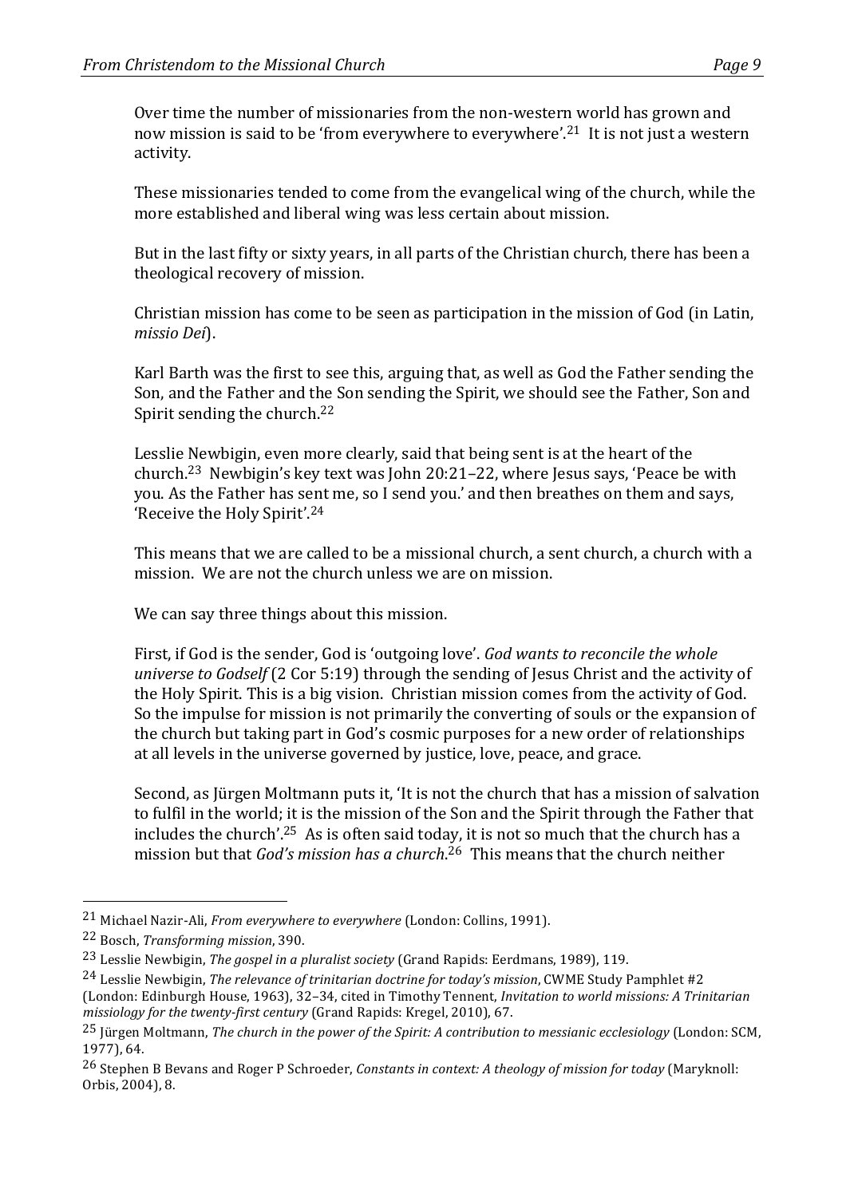Over time the number of missionaries from the non-western world has grown and now mission is said to be 'from everywhere to everywhere'.[21] It is not just a western activity.

These missionaries tended to come from the evangelical wing of the church, while the more established and liberal wing was less certain about mission.

But in the last fifty or sixty years, in all parts of the Christian church, there has been a theological recovery of mission.

Christian mission has come to be seen as participation in the mission of God (in Latin, *missio Dei*).

Karl Barth was the first to see this, arguing that, as well as God the Father sending the Son, and the Father and the Son sending the Spirit, we should see the Father, Son and Spirit sending the church.[22]

Lesslie Newbigin, even more clearly, said that being sent is at the heart of the church.[23] Newbigin's key text was John 20:21–22, where Jesus says, 'Peace be with you. As the Father has sent me, so I send you.' and then breathes on them and says, 'Receive the Holy Spirit'.[24]

This means that we are called to be a missional church, a sent church, a church with a mission. We are not the church unless we are on mission.

We can say three things about this mission.

First, if God is the sender, God is 'outgoing love'. *God wants to reconcile the whole universe to Godself* (2 Cor 5:19) through the sending of Jesus Christ and the activity of the Holy Spirit. This is a big vision. Christian mission comes from the activity of God. So the impulse for mission is not primarily the converting of souls or the expansion of the church but taking part in God's cosmic purposes for a new order of relationships at all levels in the universe governed by justice, love, peace, and grace.

Second, as Jürgen Moltmann puts it, 'It is not the church that has a mission of salvation to fulfil in the world; it is the mission of the Son and the Spirit through the Father that includes the church'.[25] As is often said today, it is not so much that the church has a mission but that *God's mission has a church*.[26] This means that the church neither

---

[21] Michael Nazir-Ali, *From everywhere to everywhere* (London: Collins, 1991).

[22] Bosch, *Transforming mission*, 390.

[23] Lesslie Newbigin, *The gospel in a pluralist society* (Grand Rapids: Eerdmans, 1989), 119.

[24] Lesslie Newbigin, *The relevance of trinitarian doctrine for today's mission*, CWME Study Pamphlet #2 (London: Edinburgh House, 1963), 32–34, cited in Timothy Tennent, *Invitation to world missions: A Trinitarian missiology for the twenty-first century* (Grand Rapids: Kregel, 2010), 67.

[25] Jürgen Moltmann, *The church in the power of the Spirit: A contribution to messianic ecclesiology* (London: SCM, 1977), 64.

[26] Stephen B Bevans and Roger P Schroeder, *Constants in context: A theology of mission for today* (Maryknoll: Orbis, 2004), 8.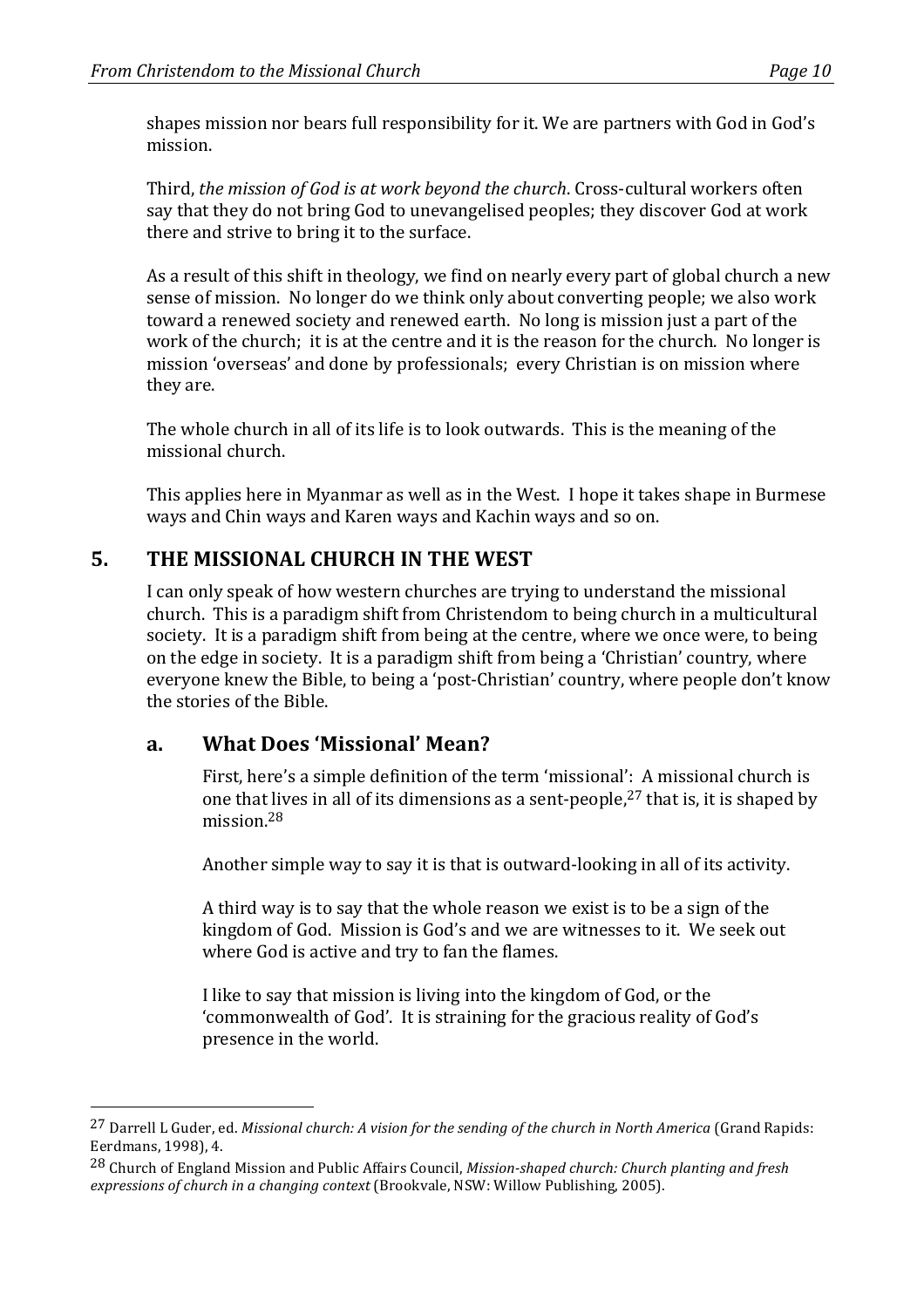shapes mission nor bears full responsibility for it. We are partners with God in God's mission.

Third, *the mission of God is at work beyond the church*. Cross-cultural workers often say that they do not bring God to unevangelised peoples; they discover God at work there and strive to bring it to the surface.

As a result of this shift in theology, we find on nearly every part of global church a new sense of mission. No longer do we think only about converting people; we also work toward a renewed society and renewed earth. No long is mission just a part of the work of the church; it is at the centre and it is the reason for the church. No longer is mission 'overseas' and done by professionals; every Christian is on mission where they are.

The whole church in all of its life is to look outwards. This is the meaning of the missional church.

This applies here in Myanmar as well as in the West. I hope it takes shape in Burmese ways and Chin ways and Karen ways and Kachin ways and so on.

## 5. THE MISSIONAL CHURCH IN THE WEST

I can only speak of how western churches are trying to understand the missional church. This is a paradigm shift from Christendom to being church in a multicultural society. It is a paradigm shift from being at the centre, where we once were, to being on the edge in society. It is a paradigm shift from being a 'Christian' country, where everyone knew the Bible, to being a 'post-Christian' country, where people don't know the stories of the Bible.

### a. What Does 'Missional' Mean?

First, here's a simple definition of the term 'missional': A missional church is one that lives in all of its dimensions as a sent-people,[27] that is, it is shaped by mission.[28]

Another simple way to say it is that is outward-looking in all of its activity.

A third way is to say that the whole reason we exist is to be a sign of the kingdom of God. Mission is God's and we are witnesses to it. We seek out where God is active and try to fan the flames.

I like to say that mission is living into the kingdom of God, or the 'commonwealth of God'. It is straining for the gracious reality of God's presence in the world.

---

[27] Darrell L Guder, ed. *Missional church: A vision for the sending of the church in North America* (Grand Rapids: Eerdmans, 1998), 4.

[28] Church of England Mission and Public Affairs Council, *Mission-shaped church: Church planting and fresh expressions of church in a changing context* (Brookvale, NSW: Willow Publishing, 2005).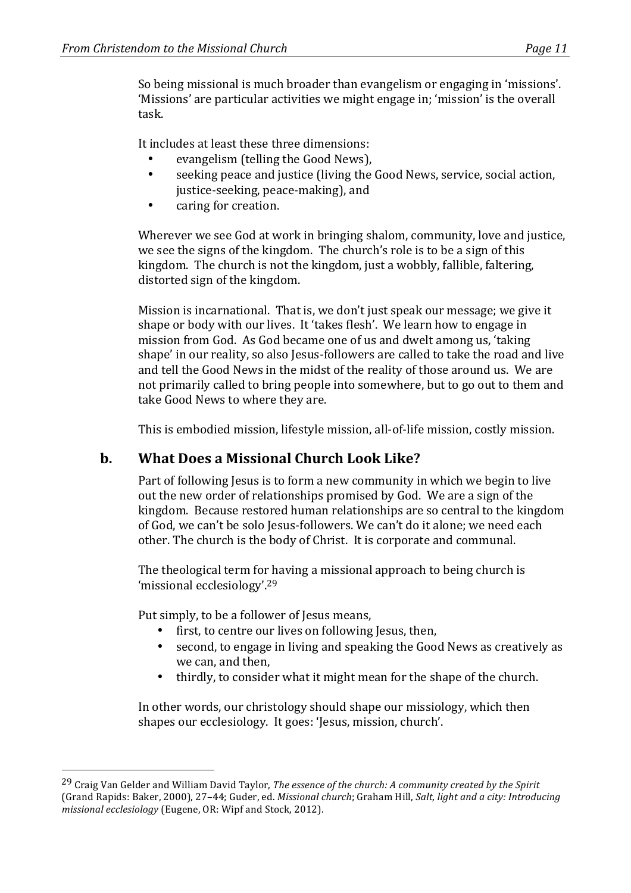So being missional is much broader than evangelism or engaging in 'missions'. 'Missions' are particular activities we might engage in; 'mission' is the overall task.

It includes at least these three dimensions:

- evangelism (telling the Good News),
- seeking peace and justice (living the Good News, service, social action, justice-seeking, peace-making), and
- caring for creation.

Wherever we see God at work in bringing shalom, community, love and justice, we see the signs of the kingdom. The church's role is to be a sign of this kingdom. The church is not the kingdom, just a wobbly, fallible, faltering, distorted sign of the kingdom.

Mission is incarnational. That is, we don't just speak our message; we give it shape or body with our lives. It 'takes flesh'. We learn how to engage in mission from God. As God became one of us and dwelt among us, 'taking shape' in our reality, so also Jesus-followers are called to take the road and live and tell the Good News in the midst of the reality of those around us. We are not primarily called to bring people into somewhere, but to go out to them and take Good News to where they are.

This is embodied mission, lifestyle mission, all-of-life mission, costly mission.

## b. What Does a Missional Church Look Like?

Part of following Jesus is to form a new community in which we begin to live out the new order of relationships promised by God. We are a sign of the kingdom. Because restored human relationships are so central to the kingdom of God, we can't be solo Jesus-followers. We can't do it alone; we need each other. The church is the body of Christ. It is corporate and communal.

The theological term for having a missional approach to being church is 'missional ecclesiology'.[29]

Put simply, to be a follower of Jesus means,

- first, to centre our lives on following Jesus, then,
- second, to engage in living and speaking the Good News as creatively as we can, and then,
- thirdly, to consider what it might mean for the shape of the church.

In other words, our christology should shape our missiology, which then shapes our ecclesiology. It goes: 'Jesus, mission, church'.

---

[29] Craig Van Gelder and William David Taylor, *The essence of the church: A community created by the Spirit* (Grand Rapids: Baker, 2000), 27–44; Guder, ed. *Missional church*; Graham Hill, *Salt, light and a city: Introducing missional ecclesiology* (Eugene, OR: Wipf and Stock, 2012).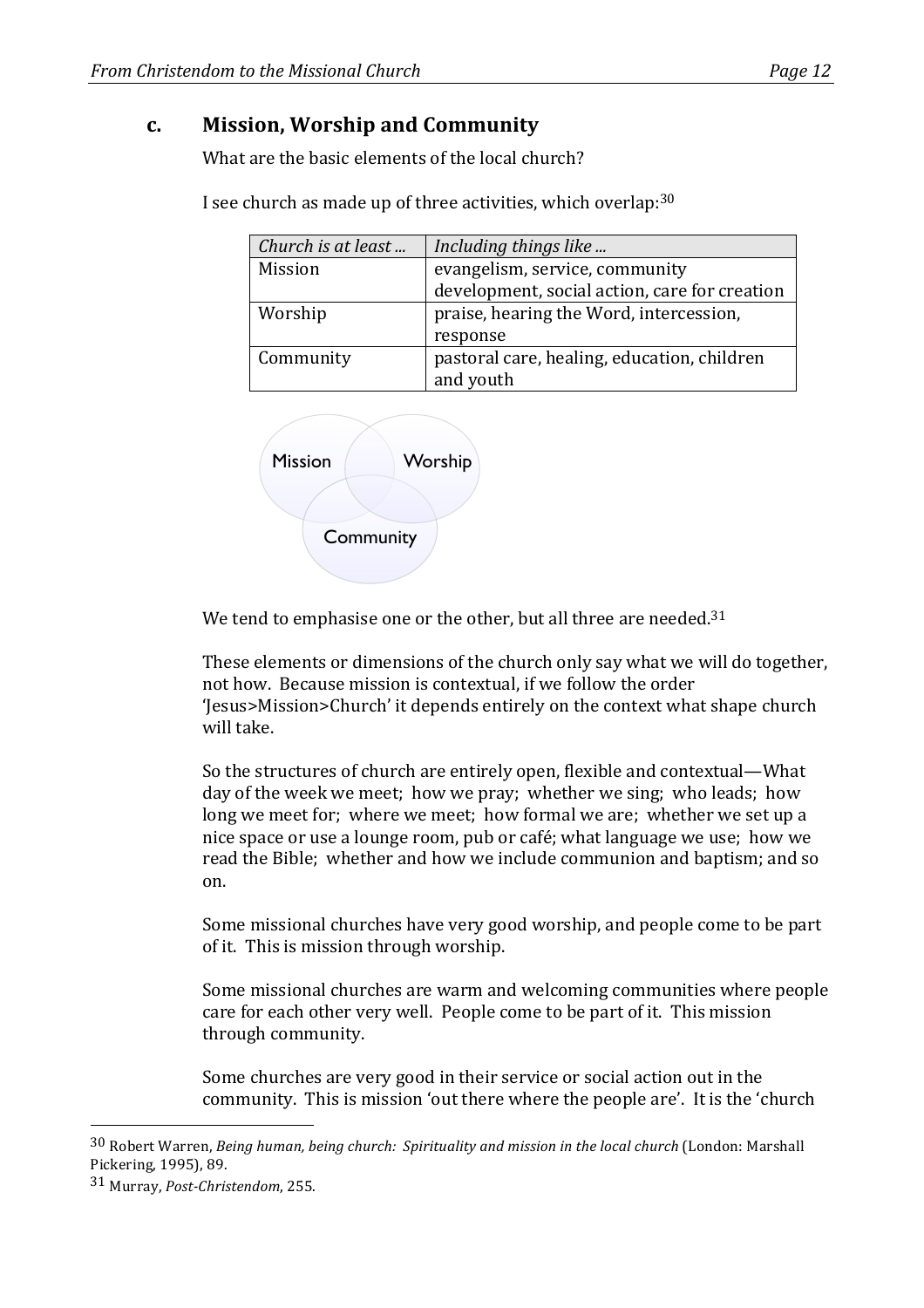### c. Mission, Worship and Community

What are the basic elements of the local church?

I see church as made up of three activities, which overlap:[30]

| *Church is at least ...* | *Including things like ...* |
|---|---|
| Mission | evangelism, service, community development, social action, care for creation |
| Worship | praise, hearing the Word, intercession, response |
| Community | pastoral care, healing, education, children and youth |

Mission

Worship

Community

We tend to emphasise one or the other, but all three are needed.[31]

These elements or dimensions of the church only say what we will do together, not how. Because mission is contextual, if we follow the order 'Jesus>Mission>Church' it depends entirely on the context what shape church will take.

So the structures of church are entirely open, flexible and contextual—What day of the week we meet; how we pray; whether we sing; who leads; how long we meet for; where we meet; how formal we are; whether we set up a nice space or use a lounge room, pub or café; what language we use; how we read the Bible; whether and how we include communion and baptism; and so on.

Some missional churches have very good worship, and people come to be part of it. This is mission through worship.

Some missional churches are warm and welcoming communities where people care for each other very well. People come to be part of it. This mission through community.

Some churches are very good in their service or social action out in the community. This is mission 'out there where the people are'. It is the 'church

[30] Robert Warren, *Being human, being church: Spirituality and mission in the local church* (London: Marshall Pickering, 1995), 89.

[31] Murray, *Post-Christendom*, 255.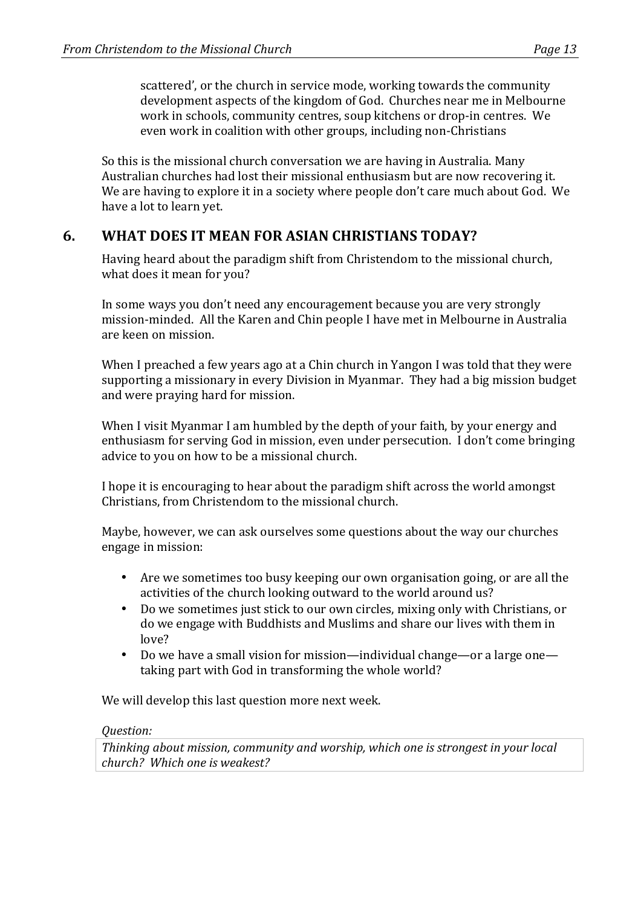scattered', or the church in service mode, working towards the community development aspects of the kingdom of God. Churches near me in Melbourne work in schools, community centres, soup kitchens or drop-in centres. We even work in coalition with other groups, including non-Christians

So this is the missional church conversation we are having in Australia. Many Australian churches had lost their missional enthusiasm but are now recovering it. We are having to explore it in a society where people don't care much about God. We have a lot to learn yet.

## 6. WHAT DOES IT MEAN FOR ASIAN CHRISTIANS TODAY?

Having heard about the paradigm shift from Christendom to the missional church, what does it mean for you?

In some ways you don't need any encouragement because you are very strongly mission-minded. All the Karen and Chin people I have met in Melbourne in Australia are keen on mission.

When I preached a few years ago at a Chin church in Yangon I was told that they were supporting a missionary in every Division in Myanmar. They had a big mission budget and were praying hard for mission.

When I visit Myanmar I am humbled by the depth of your faith, by your energy and enthusiasm for serving God in mission, even under persecution. I don't come bringing advice to you on how to be a missional church.

I hope it is encouraging to hear about the paradigm shift across the world amongst Christians, from Christendom to the missional church.

Maybe, however, we can ask ourselves some questions about the way our churches engage in mission:

- Are we sometimes too busy keeping our own organisation going, or are all the activities of the church looking outward to the world around us?
- Do we sometimes just stick to our own circles, mixing only with Christians, or do we engage with Buddhists and Muslims and share our lives with them in love?
- Do we have a small vision for mission—individual change—or a large one—taking part with God in transforming the whole world?

We will develop this last question more next week.

*Question:*

*Thinking about mission, community and worship, which one is strongest in your local church? Which one is weakest?*